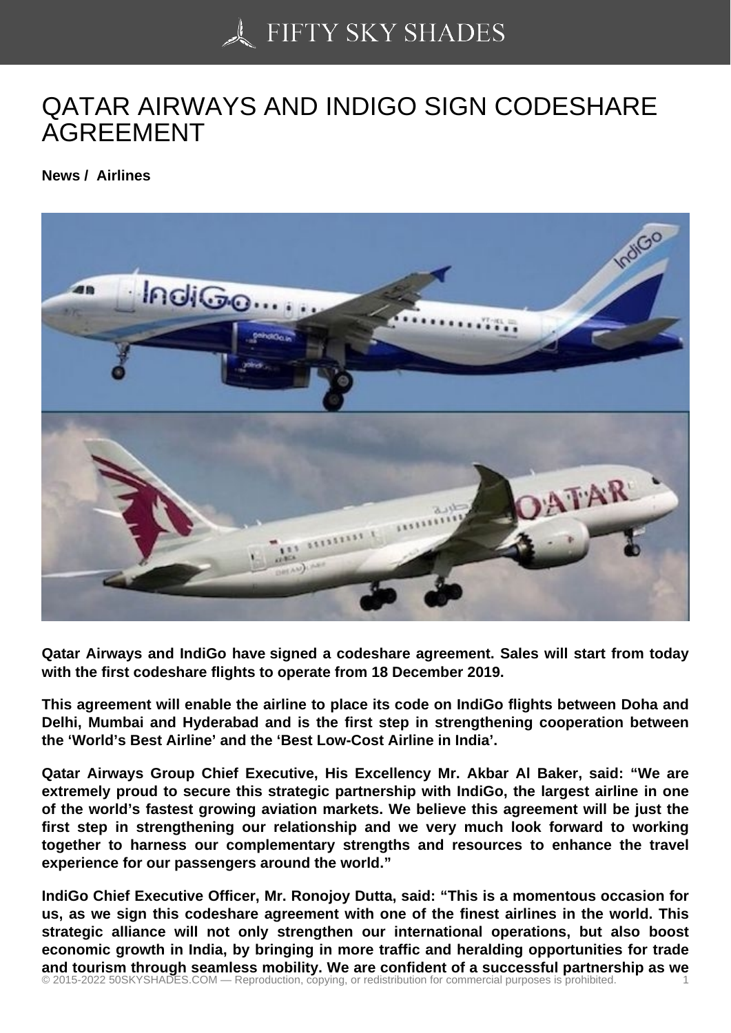# QATAR AIRWAYS AND INDIGO SIGN CODESHARE AGREEMENT

**News / Airlines**

**Qatar Airways and IndiGo have signed a codeshare agreement. Sales will start from today with the first codeshare flights to operate from 18 December 2019.**

**This agreement will enable the airline to place its code on IndiGo flights between Doha and Delhi, Mumbai and Hyderabad and is the first step in strengthening cooperation between the 'World's Best Airline' and the 'Best Low-Cost Airline in India'.**

**Qatar Airways Group Chief Executive, His Excellency Mr. Akbar Al Baker, said: "We are extremely proud to secure this strategic partnership with IndiGo, the largest airline in one of the world's fastest growing aviation markets. We believe this agreement will be just the first step in strengthening our relationship and we very much look forward to working together to harness our complementary strengths and resources to enhance the travel experience for our passengers around the world."**

**IndiGo Chief Executive Officer, Mr. Ronojoy Dutta, said: "This is a momentous occasion for us, as we sign this codeshare agreement with one of the finest airlines in the world. This strategic alliance will not only strengthen our international operations, but also boost economic growth in India, by bringing in more traffic and heralding opportunities for trade and tourism through seamless mobility. We are confident of a successful partnership as we**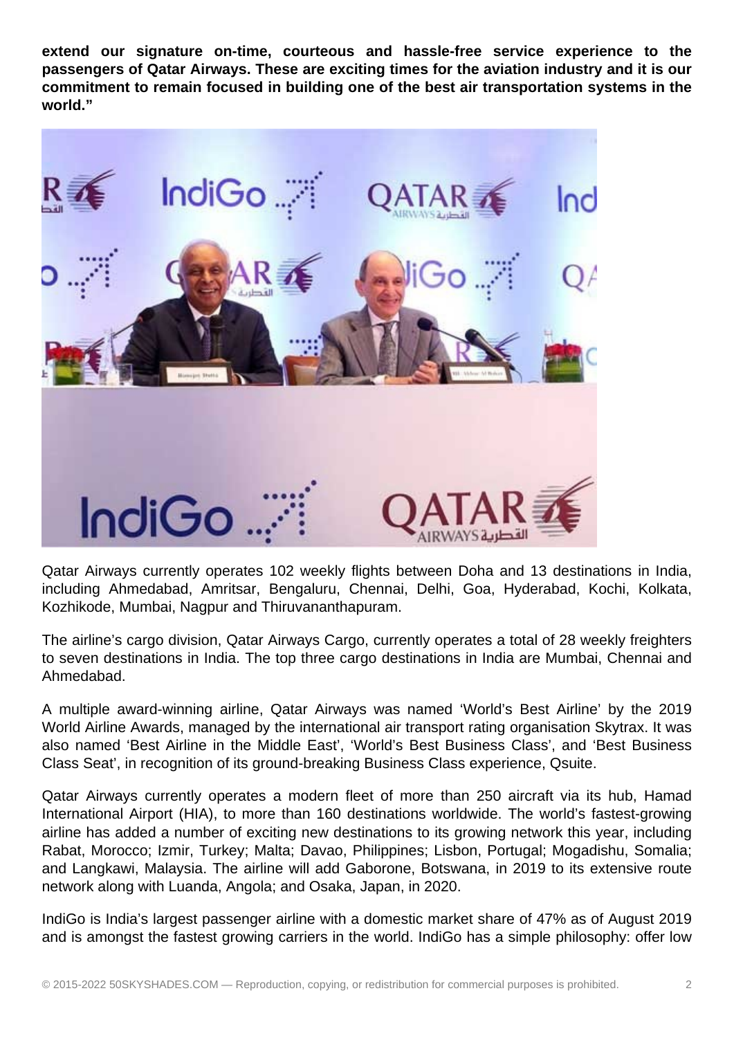**extend our signature on-time, courteous and hassle-free service experience to the passengers of Qatar Airways. These are exciting times for the aviation industry and it is our commitment to remain focused in building one of the best air transportation systems in the world."**

Qatar Airways currently operates 102 weekly flights between Doha and 13 destinations in India, including Ahmedabad, Amritsar, Bengaluru, Chennai, Delhi, Goa, Hyderabad, Kochi, Kolkata, Kozhikode, Mumbai, Nagpur and Thiruvananthapuram.

The airline's cargo division, Qatar Airways Cargo, currently operates a total of 28 weekly freighters to seven destinations in India. The top three cargo destinations in India are Mumbai, Chennai and Ahmedabad.

A multiple award-winning airline, Qatar Airways was named 'World's Best Airline' by the 2019 World Airline Awards, managed by the international air transport rating organisation Skytrax. It was also named 'Best Airline in the Middle East', 'World's Best Business Class', and 'Best Business Class Seat', in recognition of its ground-breaking Business Class experience, Qsuite.

Qatar Airways currently operates a modern fleet of more than 250 aircraft via its hub, Hamad International Airport (HIA), to more than 160 destinations worldwide. The world's fastest-growing airline has added a number of exciting new destinations to its growing network this year, including Rabat, Morocco; Izmir, Turkey; Malta; Davao, Philippines; Lisbon, Portugal; Mogadishu, Somalia; and Langkawi, Malaysia. The airline will add Gaborone, Botswana, in 2019 to its extensive route network along with Luanda, Angola; and Osaka, Japan, in 2020.

IndiGo is India's largest passenger airline with a domestic market share of 47% as of August 2019 and is amongst the fastest growing carriers in the world. IndiGo has a simple philosophy: offer low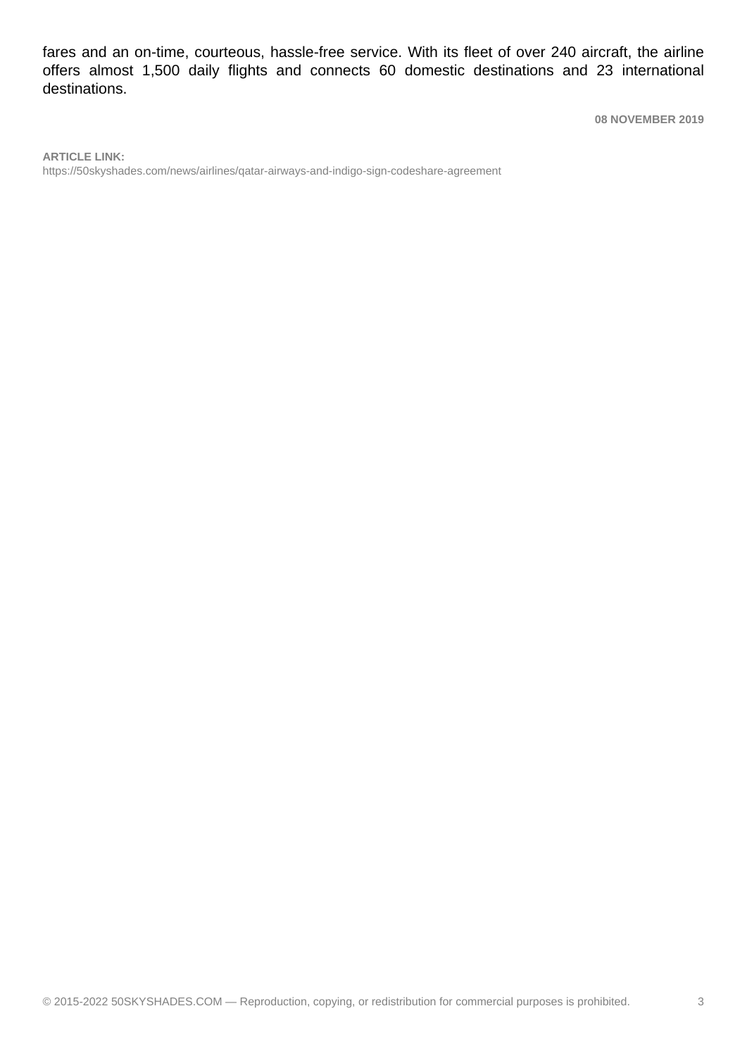fares and an on-time, courteous, hassle-free service. With its fleet of over 240 aircraft, the airline offers almost 1,500 daily flights and connects 60 domestic destinations and 23 international destinations.

**08 NOVEMBER 2019**

**ARTICLE LINK:**
https://50skyshades.com/news/airlines/qatar-airways-and-indigo-sign-codeshare-agreement